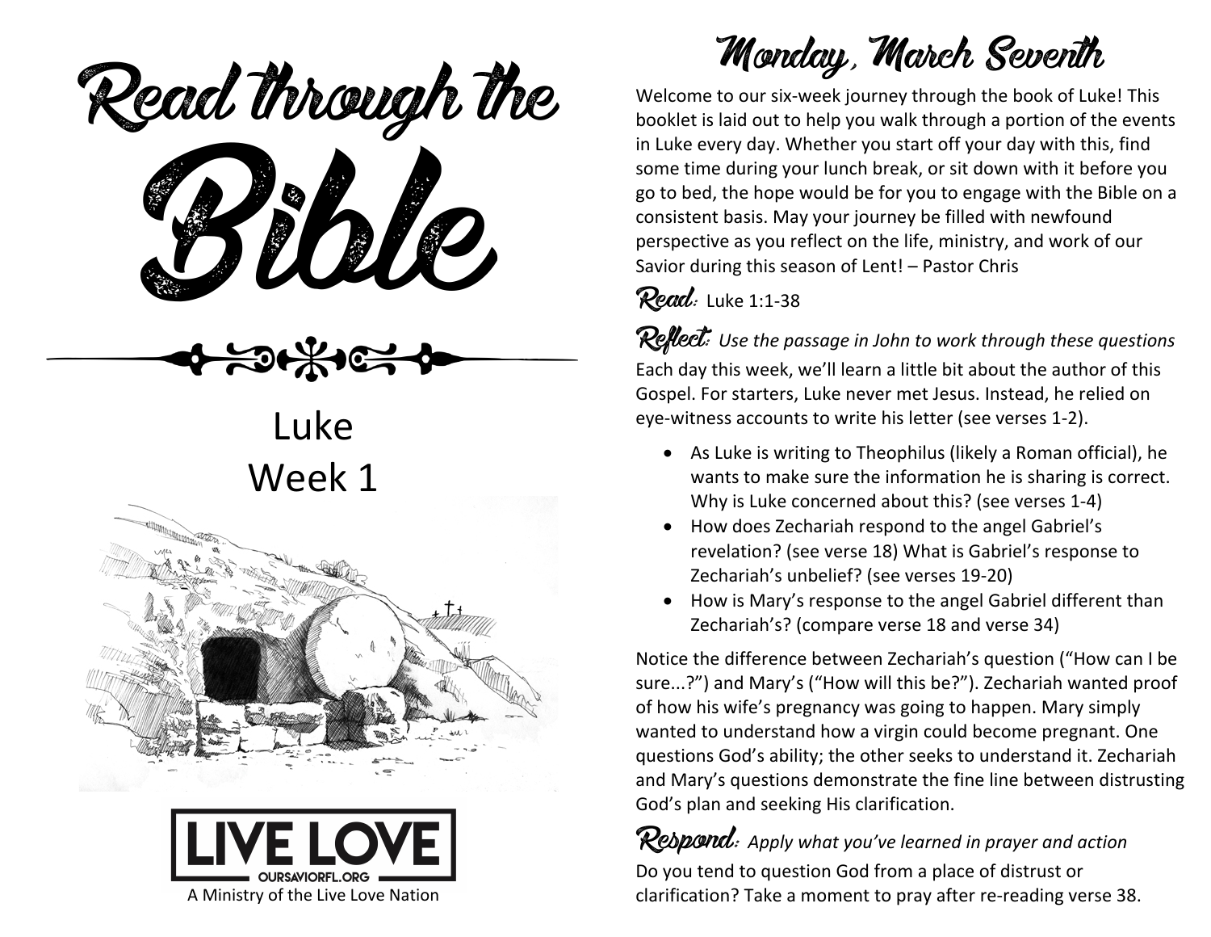# Read through the Bible

## Luke
## Week 1

**LIVE LOVE**
OURSAVIORFL.ORG

A Ministry of the Live Love Nation

# Monday, March Seventh

Welcome to our six-week journey through the book of Luke! This booklet is laid out to help you walk through a portion of the events in Luke every day. Whether you start off your day with this, find some time during your lunch break, or sit down with it before you go to bed, the hope would be for you to engage with the Bible on a consistent basis. May your journey be filled with newfound perspective as you reflect on the life, ministry, and work of our Savior during this season of Lent! – Pastor Chris

**Read:** Luke 1:1-38

**Reflect:** *Use the passage in John to work through these questions*

Each day this week, we'll learn a little bit about the author of this Gospel. For starters, Luke never met Jesus. Instead, he relied on eye-witness accounts to write his letter (see verses 1-2).

- As Luke is writing to Theophilus (likely a Roman official), he wants to make sure the information he is sharing is correct. Why is Luke concerned about this? (see verses 1-4)
- How does Zechariah respond to the angel Gabriel's revelation? (see verse 18) What is Gabriel's response to Zechariah's unbelief? (see verses 19-20)
- How is Mary's response to the angel Gabriel different than Zechariah's? (compare verse 18 and verse 34)

Notice the difference between Zechariah's question ("How can I be sure...?") and Mary's ("How will this be?"). Zechariah wanted proof of how his wife's pregnancy was going to happen. Mary simply wanted to understand how a virgin could become pregnant. One questions God's ability; the other seeks to understand it. Zechariah and Mary's questions demonstrate the fine line between distrusting God's plan and seeking His clarification.

**Respond:** *Apply what you've learned in prayer and action*

Do you tend to question God from a place of distrust or clarification? Take a moment to pray after re-reading verse 38.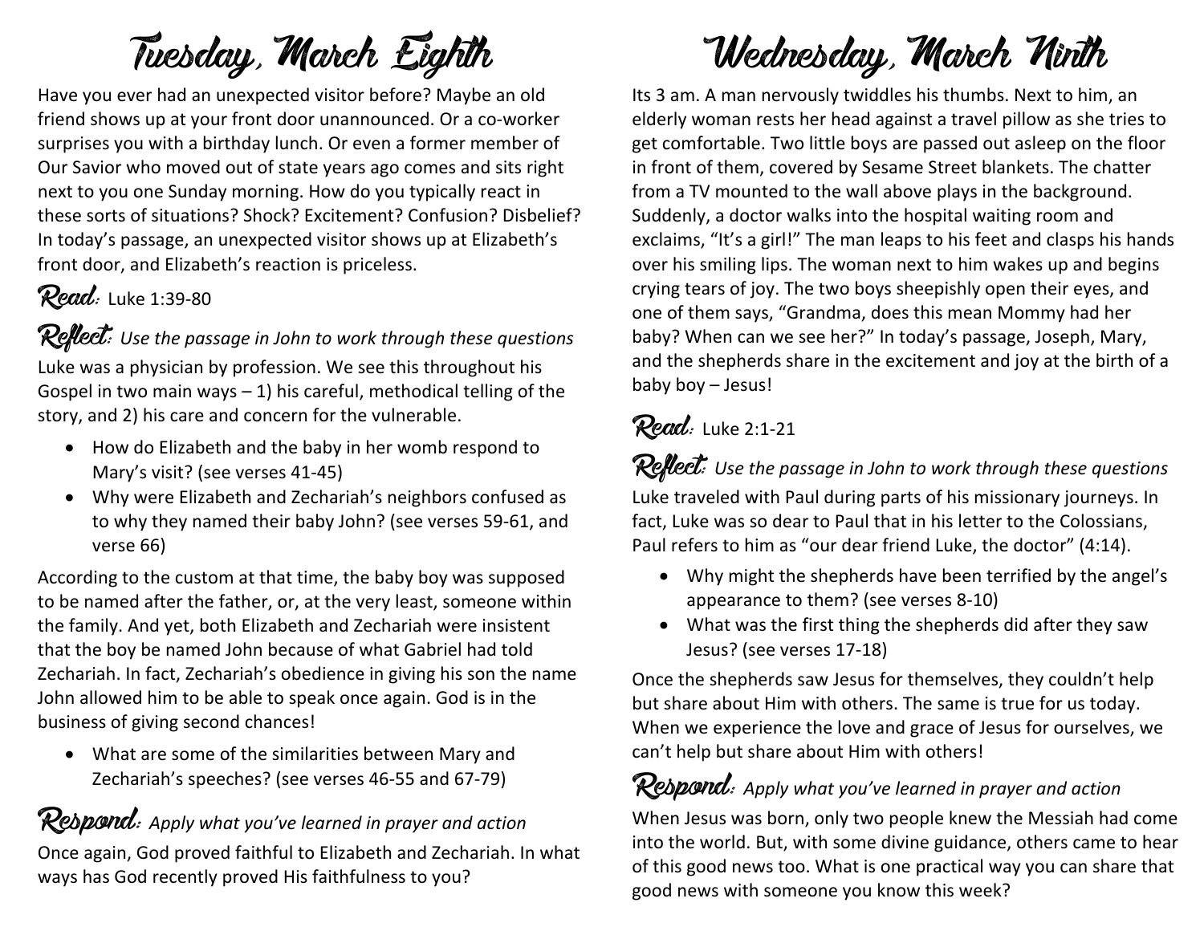# Tuesday, March Eighth

Have you ever had an unexpected visitor before? Maybe an old friend shows up at your front door unannounced. Or a co-worker surprises you with a birthday lunch. Or even a former member of Our Savior who moved out of state years ago comes and sits right next to you one Sunday morning. How do you typically react in these sorts of situations? Shock? Excitement? Confusion? Disbelief? In today's passage, an unexpected visitor shows up at Elizabeth's front door, and Elizabeth's reaction is priceless.

## Read: Luke 1:39-80

## Reflect: *Use the passage in John to work through these questions*

Luke was a physician by profession. We see this throughout his Gospel in two main ways – 1) his careful, methodical telling of the story, and 2) his care and concern for the vulnerable.

- How do Elizabeth and the baby in her womb respond to Mary's visit? (see verses 41-45)
- Why were Elizabeth and Zechariah's neighbors confused as to why they named their baby John? (see verses 59-61, and verse 66)

According to the custom at that time, the baby boy was supposed to be named after the father, or, at the very least, someone within the family. And yet, both Elizabeth and Zechariah were insistent that the boy be named John because of what Gabriel had told Zechariah. In fact, Zechariah's obedience in giving his son the name John allowed him to be able to speak once again. God is in the business of giving second chances!

- What are some of the similarities between Mary and Zechariah's speeches? (see verses 46-55 and 67-79)

## Respond: *Apply what you've learned in prayer and action*

Once again, God proved faithful to Elizabeth and Zechariah. In what ways has God recently proved His faithfulness to you?

# Wednesday, March Ninth

Its 3 am. A man nervously twiddles his thumbs. Next to him, an elderly woman rests her head against a travel pillow as she tries to get comfortable. Two little boys are passed out asleep on the floor in front of them, covered by Sesame Street blankets. The chatter from a TV mounted to the wall above plays in the background. Suddenly, a doctor walks into the hospital waiting room and exclaims, "It's a girl!" The man leaps to his feet and clasps his hands over his smiling lips. The woman next to him wakes up and begins crying tears of joy. The two boys sheepishly open their eyes, and one of them says, "Grandma, does this mean Mommy had her baby? When can we see her?" In today's passage, Joseph, Mary, and the shepherds share in the excitement and joy at the birth of a baby boy – Jesus!

## Read: Luke 2:1-21

## Reflect: *Use the passage in John to work through these questions*

Luke traveled with Paul during parts of his missionary journeys. In fact, Luke was so dear to Paul that in his letter to the Colossians, Paul refers to him as "our dear friend Luke, the doctor" (4:14).

- Why might the shepherds have been terrified by the angel's appearance to them? (see verses 8-10)
- What was the first thing the shepherds did after they saw Jesus? (see verses 17-18)

Once the shepherds saw Jesus for themselves, they couldn't help but share about Him with others. The same is true for us today. When we experience the love and grace of Jesus for ourselves, we can't help but share about Him with others!

## Respond: *Apply what you've learned in prayer and action*

When Jesus was born, only two people knew the Messiah had come into the world. But, with some divine guidance, others came to hear of this good news too. What is one practical way you can share that good news with someone you know this week?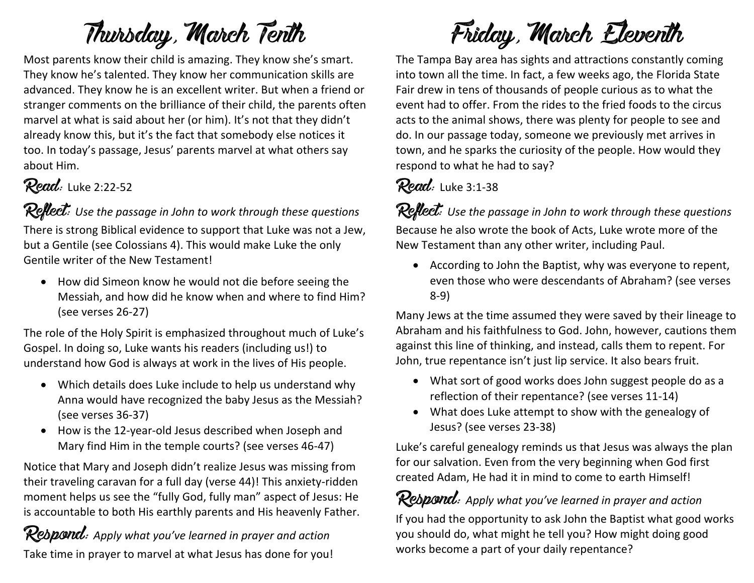# Thursday, March Tenth

Most parents know their child is amazing. They know she's smart. They know he's talented. They know her communication skills are advanced. They know he is an excellent writer. But when a friend or stranger comments on the brilliance of their child, the parents often marvel at what is said about her (or him). It's not that they didn't already know this, but it's the fact that somebody else notices it too. In today's passage, Jesus' parents marvel at what others say about Him.

**Read:** Luke 2:22-52

**Reflect:** *Use the passage in John to work through these questions*

There is strong Biblical evidence to support that Luke was not a Jew, but a Gentile (see Colossians 4). This would make Luke the only Gentile writer of the New Testament!

- How did Simeon know he would not die before seeing the Messiah, and how did he know when and where to find Him? (see verses 26-27)

The role of the Holy Spirit is emphasized throughout much of Luke's Gospel. In doing so, Luke wants his readers (including us!) to understand how God is always at work in the lives of His people.

- Which details does Luke include to help us understand why Anna would have recognized the baby Jesus as the Messiah? (see verses 36-37)
- How is the 12-year-old Jesus described when Joseph and Mary find Him in the temple courts? (see verses 46-47)

Notice that Mary and Joseph didn't realize Jesus was missing from their traveling caravan for a full day (verse 44)! This anxiety-ridden moment helps us see the "fully God, fully man" aspect of Jesus: He is accountable to both His earthly parents and His heavenly Father.

**Respond:** *Apply what you've learned in prayer and action*

Take time in prayer to marvel at what Jesus has done for you!

# Friday, March Eleventh

The Tampa Bay area has sights and attractions constantly coming into town all the time. In fact, a few weeks ago, the Florida State Fair drew in tens of thousands of people curious as to what the event had to offer. From the rides to the fried foods to the circus acts to the animal shows, there was plenty for people to see and do. In our passage today, someone we previously met arrives in town, and he sparks the curiosity of the people. How would they respond to what he had to say?

**Read:** Luke 3:1-38

**Reflect:** *Use the passage in John to work through these questions*

Because he also wrote the book of Acts, Luke wrote more of the New Testament than any other writer, including Paul.

- According to John the Baptist, why was everyone to repent, even those who were descendants of Abraham? (see verses 8-9)

Many Jews at the time assumed they were saved by their lineage to Abraham and his faithfulness to God. John, however, cautions them against this line of thinking, and instead, calls them to repent. For John, true repentance isn't just lip service. It also bears fruit.

- What sort of good works does John suggest people do as a reflection of their repentance? (see verses 11-14)
- What does Luke attempt to show with the genealogy of Jesus? (see verses 23-38)

Luke's careful genealogy reminds us that Jesus was always the plan for our salvation. Even from the very beginning when God first created Adam, He had it in mind to come to earth Himself!

**Respond:** *Apply what you've learned in prayer and action*

If you had the opportunity to ask John the Baptist what good works you should do, what might he tell you? How might doing good works become a part of your daily repentance?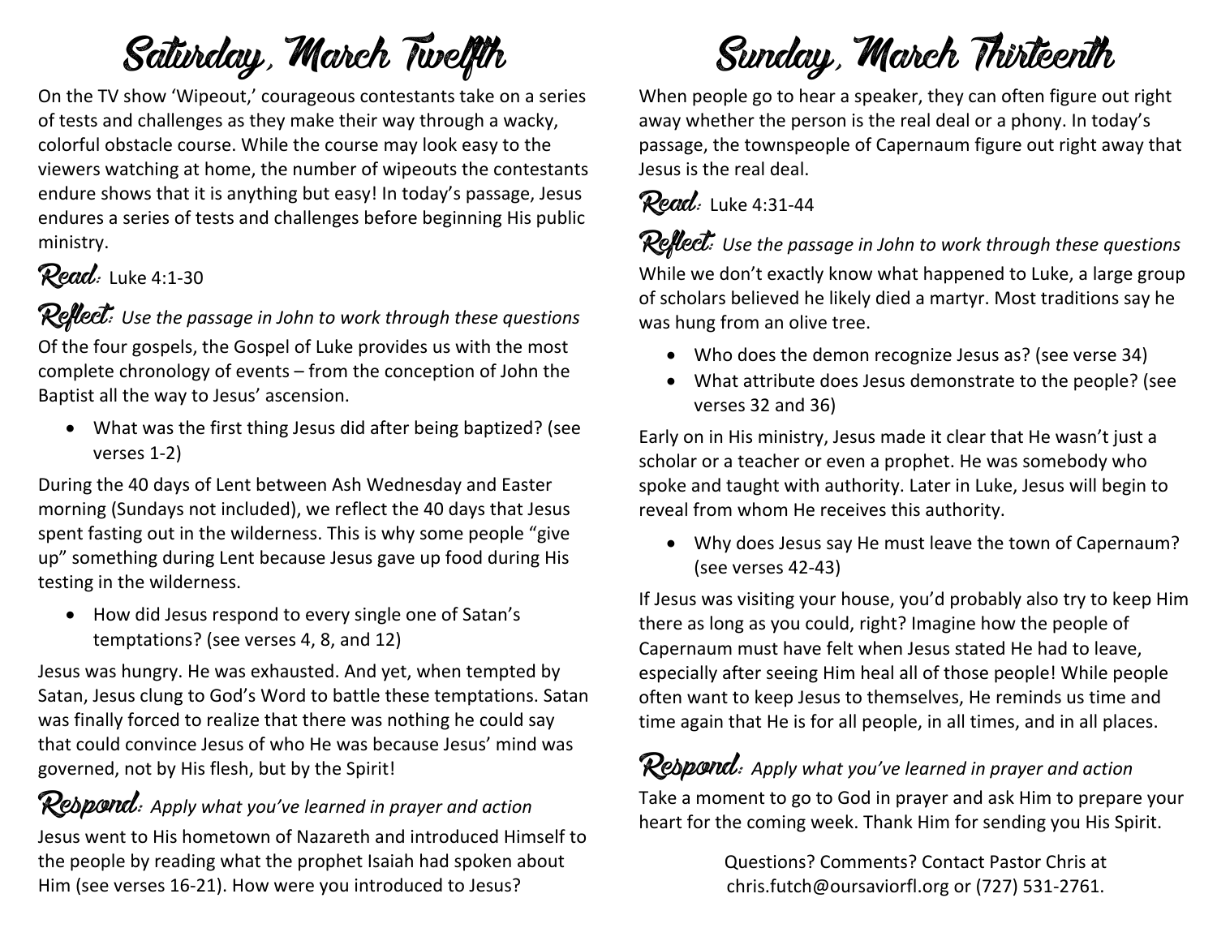# Saturday, March Twelfth

On the TV show 'Wipeout,' courageous contestants take on a series of tests and challenges as they make their way through a wacky, colorful obstacle course. While the course may look easy to the viewers watching at home, the number of wipeouts the contestants endure shows that it is anything but easy! In today's passage, Jesus endures a series of tests and challenges before beginning His public ministry.

**Read:** Luke 4:1-30

**Reflect:** *Use the passage in John to work through these questions*

Of the four gospels, the Gospel of Luke provides us with the most complete chronology of events – from the conception of John the Baptist all the way to Jesus' ascension.

- What was the first thing Jesus did after being baptized? (see verses 1-2)

During the 40 days of Lent between Ash Wednesday and Easter morning (Sundays not included), we reflect the 40 days that Jesus spent fasting out in the wilderness. This is why some people "give up" something during Lent because Jesus gave up food during His testing in the wilderness.

- How did Jesus respond to every single one of Satan's temptations? (see verses 4, 8, and 12)

Jesus was hungry. He was exhausted. And yet, when tempted by Satan, Jesus clung to God's Word to battle these temptations. Satan was finally forced to realize that there was nothing he could say that could convince Jesus of who He was because Jesus' mind was governed, not by His flesh, but by the Spirit!

**Respond:** *Apply what you've learned in prayer and action*

Jesus went to His hometown of Nazareth and introduced Himself to the people by reading what the prophet Isaiah had spoken about Him (see verses 16-21). How were you introduced to Jesus?

# Sunday, March Thirteenth

When people go to hear a speaker, they can often figure out right away whether the person is the real deal or a phony. In today's passage, the townspeople of Capernaum figure out right away that Jesus is the real deal.

**Read:** Luke 4:31-44

**Reflect:** *Use the passage in John to work through these questions*

While we don't exactly know what happened to Luke, a large group of scholars believed he likely died a martyr. Most traditions say he was hung from an olive tree.

- Who does the demon recognize Jesus as? (see verse 34)
- What attribute does Jesus demonstrate to the people? (see verses 32 and 36)

Early on in His ministry, Jesus made it clear that He wasn't just a scholar or a teacher or even a prophet. He was somebody who spoke and taught with authority. Later in Luke, Jesus will begin to reveal from whom He receives this authority.

- Why does Jesus say He must leave the town of Capernaum? (see verses 42-43)

If Jesus was visiting your house, you'd probably also try to keep Him there as long as you could, right? Imagine how the people of Capernaum must have felt when Jesus stated He had to leave, especially after seeing Him heal all of those people! While people often want to keep Jesus to themselves, He reminds us time and time again that He is for all people, in all times, and in all places.

**Respond:** *Apply what you've learned in prayer and action*

Take a moment to go to God in prayer and ask Him to prepare your heart for the coming week. Thank Him for sending you His Spirit.

Questions? Comments? Contact Pastor Chris at chris.futch@oursaviorfl.org or (727) 531-2761.